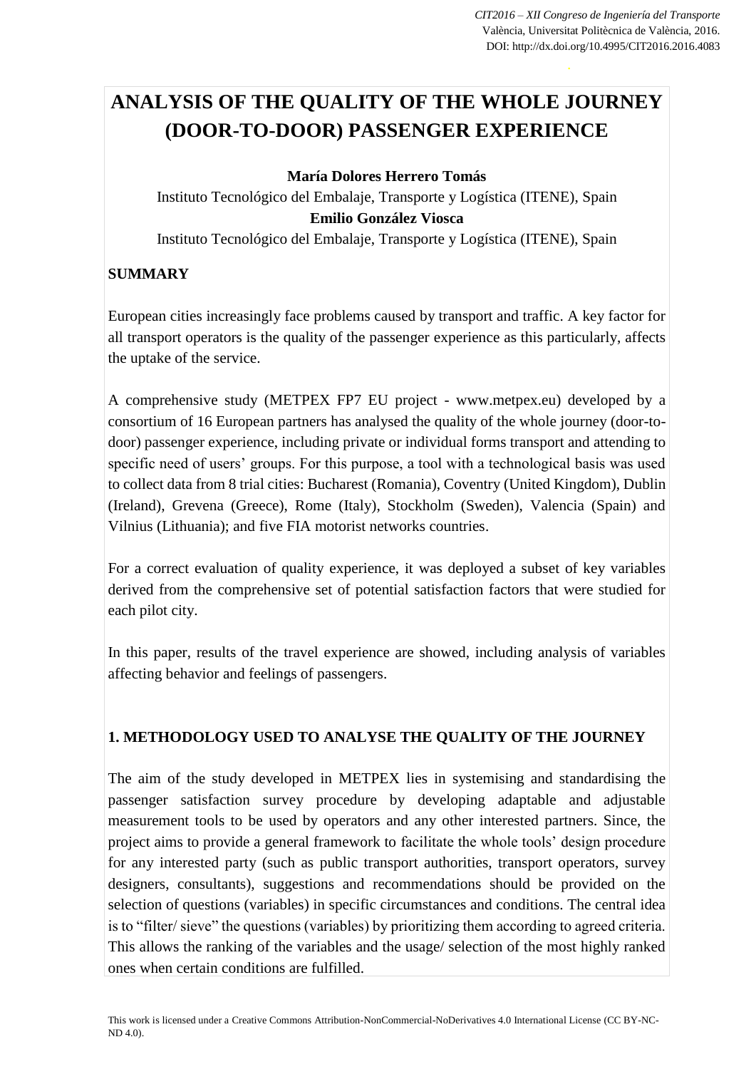# ANALYSIS OF THE QUALITY OF THE WHOLE JOURNEY (DOOR-TO-DOOR) PASSENGER EXPERIENCE

**María Dolores Herrero Tomás**
Instituto Tecnológico del Embalaje, Transporte y Logística (ITENE), Spain
**Emilio González Viosca**
Instituto Tecnológico del Embalaje, Transporte y Logística (ITENE), Spain

## SUMMARY

European cities increasingly face problems caused by transport and traffic. A key factor for all transport operators is the quality of the passenger experience as this particularly, affects the uptake of the service.

A comprehensive study (METPEX FP7 EU project - www.metpex.eu) developed by a consortium of 16 European partners has analysed the quality of the whole journey (door-to-door) passenger experience, including private or individual forms transport and attending to specific need of users' groups. For this purpose, a tool with a technological basis was used to collect data from 8 trial cities: Bucharest (Romania), Coventry (United Kingdom), Dublin (Ireland), Grevena (Greece), Rome (Italy), Stockholm (Sweden), Valencia (Spain) and Vilnius (Lithuania); and five FIA motorist networks countries.

For a correct evaluation of quality experience, it was deployed a subset of key variables derived from the comprehensive set of potential satisfaction factors that were studied for each pilot city.

In this paper, results of the travel experience are showed, including analysis of variables affecting behavior and feelings of passengers.

## 1. METHODOLOGY USED TO ANALYSE THE QUALITY OF THE JOURNEY

The aim of the study developed in METPEX lies in systemising and standardising the passenger satisfaction survey procedure by developing adaptable and adjustable measurement tools to be used by operators and any other interested partners. Since, the project aims to provide a general framework to facilitate the whole tools' design procedure for any interested party (such as public transport authorities, transport operators, survey designers, consultants), suggestions and recommendations should be provided on the selection of questions (variables) in specific circumstances and conditions. The central idea is to "filter/ sieve" the questions (variables) by prioritizing them according to agreed criteria. This allows the ranking of the variables and the usage/ selection of the most highly ranked ones when certain conditions are fulfilled.

This work is licensed under a Creative Commons Attribution-NonCommercial-NoDerivatives 4.0 International License (CC BY-NC-ND 4.0).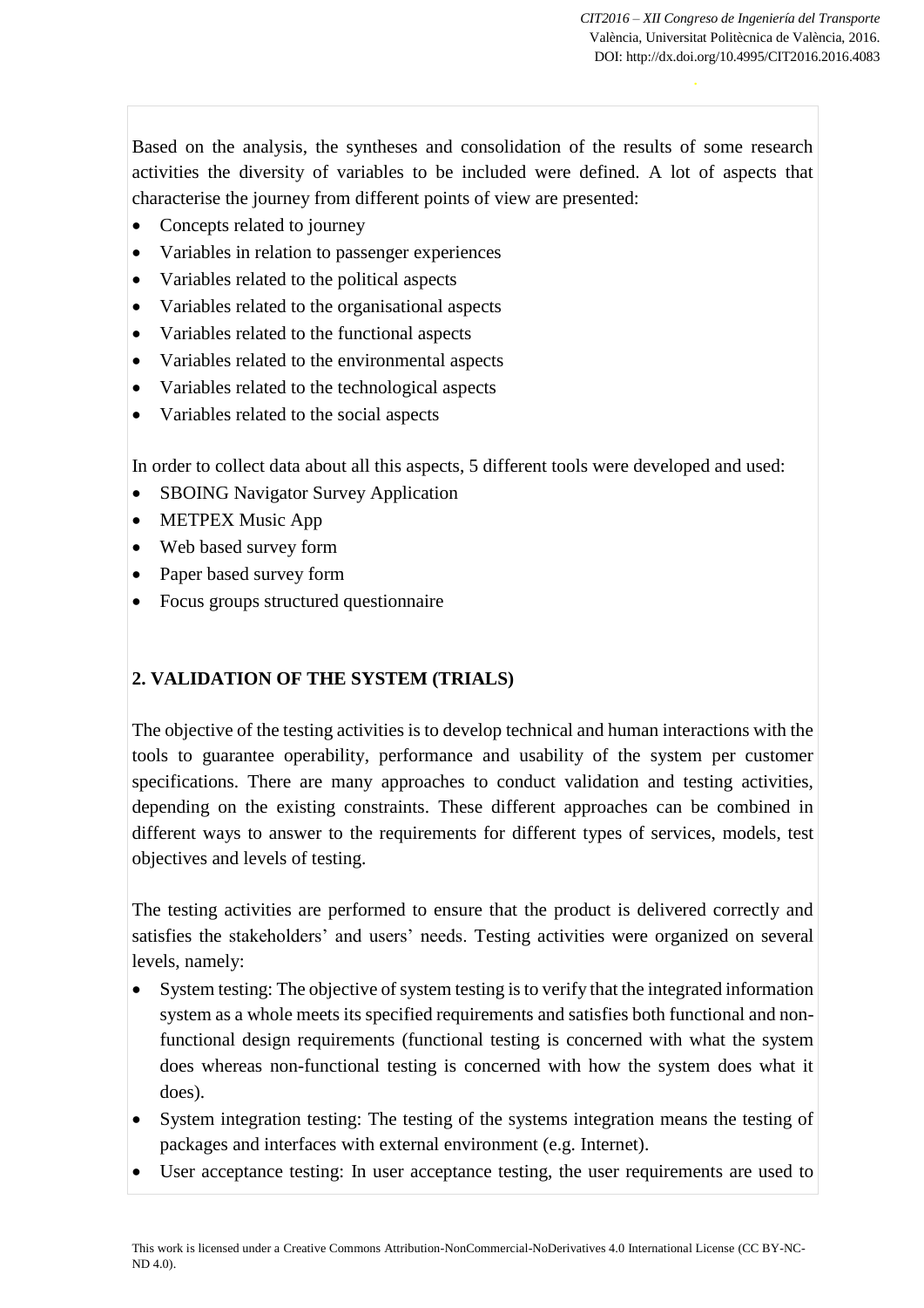Based on the analysis, the syntheses and consolidation of the results of some research activities the diversity of variables to be included were defined. A lot of aspects that characterise the journey from different points of view are presented:

- Concepts related to journey
- Variables in relation to passenger experiences
- Variables related to the political aspects
- Variables related to the organisational aspects
- Variables related to the functional aspects
- Variables related to the environmental aspects
- Variables related to the technological aspects
- Variables related to the social aspects

In order to collect data about all this aspects, 5 different tools were developed and used:

- SBOING Navigator Survey Application
- METPEX Music App
- Web based survey form
- Paper based survey form
- Focus groups structured questionnaire

## 2. VALIDATION OF THE SYSTEM (TRIALS)

The objective of the testing activities is to develop technical and human interactions with the tools to guarantee operability, performance and usability of the system per customer specifications. There are many approaches to conduct validation and testing activities, depending on the existing constraints. These different approaches can be combined in different ways to answer to the requirements for different types of services, models, test objectives and levels of testing.

The testing activities are performed to ensure that the product is delivered correctly and satisfies the stakeholders' and users' needs. Testing activities were organized on several levels, namely:

- System testing: The objective of system testing is to verify that the integrated information system as a whole meets its specified requirements and satisfies both functional and non-functional design requirements (functional testing is concerned with what the system does whereas non-functional testing is concerned with how the system does what it does).
- System integration testing: The testing of the systems integration means the testing of packages and interfaces with external environment (e.g. Internet).
- User acceptance testing: In user acceptance testing, the user requirements are used to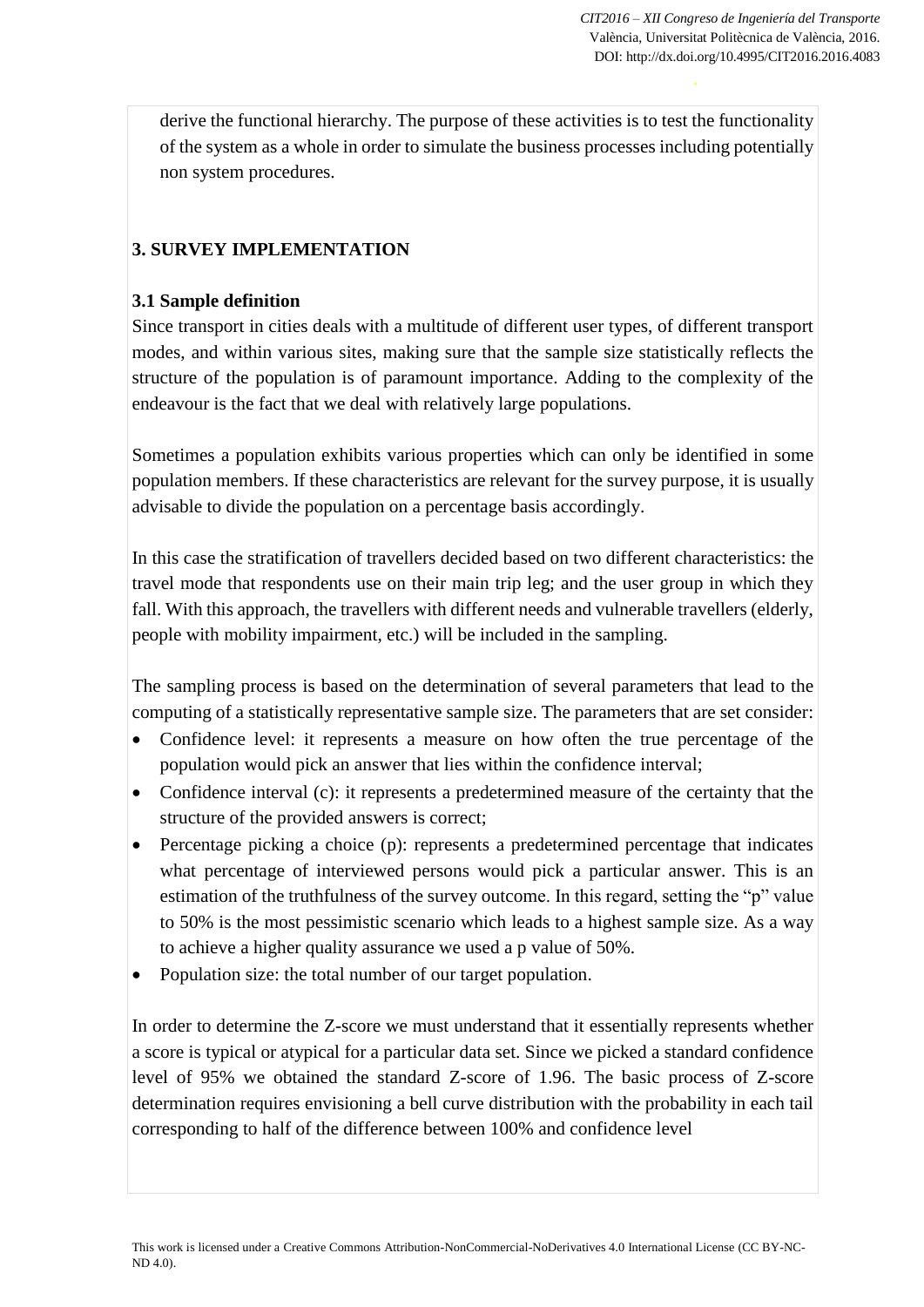derive the functional hierarchy. The purpose of these activities is to test the functionality of the system as a whole in order to simulate the business processes including potentially non system procedures.

## 3. SURVEY IMPLEMENTATION

### 3.1 Sample definition

Since transport in cities deals with a multitude of different user types, of different transport modes, and within various sites, making sure that the sample size statistically reflects the structure of the population is of paramount importance. Adding to the complexity of the endeavour is the fact that we deal with relatively large populations.

Sometimes a population exhibits various properties which can only be identified in some population members. If these characteristics are relevant for the survey purpose, it is usually advisable to divide the population on a percentage basis accordingly.

In this case the stratification of travellers decided based on two different characteristics: the travel mode that respondents use on their main trip leg; and the user group in which they fall. With this approach, the travellers with different needs and vulnerable travellers (elderly, people with mobility impairment, etc.) will be included in the sampling.

The sampling process is based on the determination of several parameters that lead to the computing of a statistically representative sample size. The parameters that are set consider:

- Confidence level: it represents a measure on how often the true percentage of the population would pick an answer that lies within the confidence interval;
- Confidence interval (c): it represents a predetermined measure of the certainty that the structure of the provided answers is correct;
- Percentage picking a choice (p): represents a predetermined percentage that indicates what percentage of interviewed persons would pick a particular answer. This is an estimation of the truthfulness of the survey outcome. In this regard, setting the "p" value to 50% is the most pessimistic scenario which leads to a highest sample size. As a way to achieve a higher quality assurance we used a p value of 50%.
- Population size: the total number of our target population.

In order to determine the Z-score we must understand that it essentially represents whether a score is typical or atypical for a particular data set. Since we picked a standard confidence level of 95% we obtained the standard Z-score of 1.96. The basic process of Z-score determination requires envisioning a bell curve distribution with the probability in each tail corresponding to half of the difference between 100% and confidence level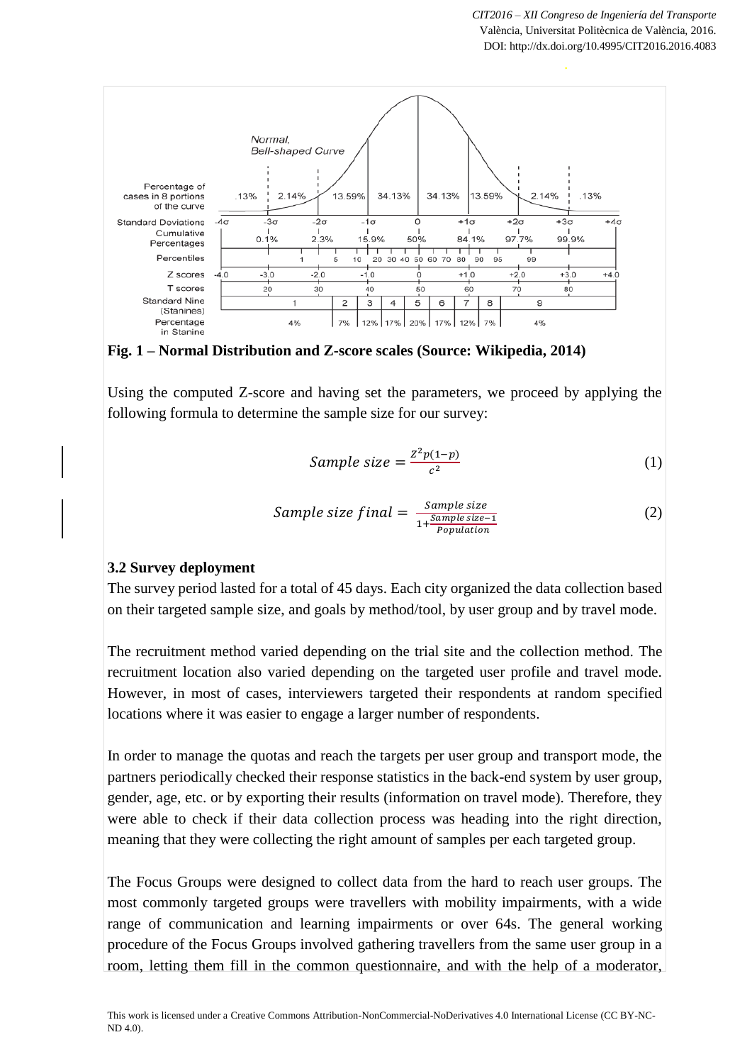**Fig. 1 – Normal Distribution and Z-score scales (Source: Wikipedia, 2014)**

Using the computed Z-score and having set the parameters, we proceed by applying the following formula to determine the sample size for our survey:

$$Sample\ size = \frac{Z^2 p(1-p)}{c^2} \tag{1}$$

$$Sample\ size\ final = \frac{Sample\ size}{1+\frac{Sample\ size-1}{Population}} \tag{2}$$

### 3.2 Survey deployment

The survey period lasted for a total of 45 days. Each city organized the data collection based on their targeted sample size, and goals by method/tool, by user group and by travel mode.

The recruitment method varied depending on the trial site and the collection method. The recruitment location also varied depending on the targeted user profile and travel mode. However, in most of cases, interviewers targeted their respondents at random specified locations where it was easier to engage a larger number of respondents.

In order to manage the quotas and reach the targets per user group and transport mode, the partners periodically checked their response statistics in the back-end system by user group, gender, age, etc. or by exporting their results (information on travel mode). Therefore, they were able to check if their data collection process was heading into the right direction, meaning that they were collecting the right amount of samples per each targeted group.

The Focus Groups were designed to collect data from the hard to reach user groups. The most commonly targeted groups were travellers with mobility impairments, with a wide range of communication and learning impairments or over 64s. The general working procedure of the Focus Groups involved gathering travellers from the same user group in a room, letting them fill in the common questionnaire, and with the help of a moderator,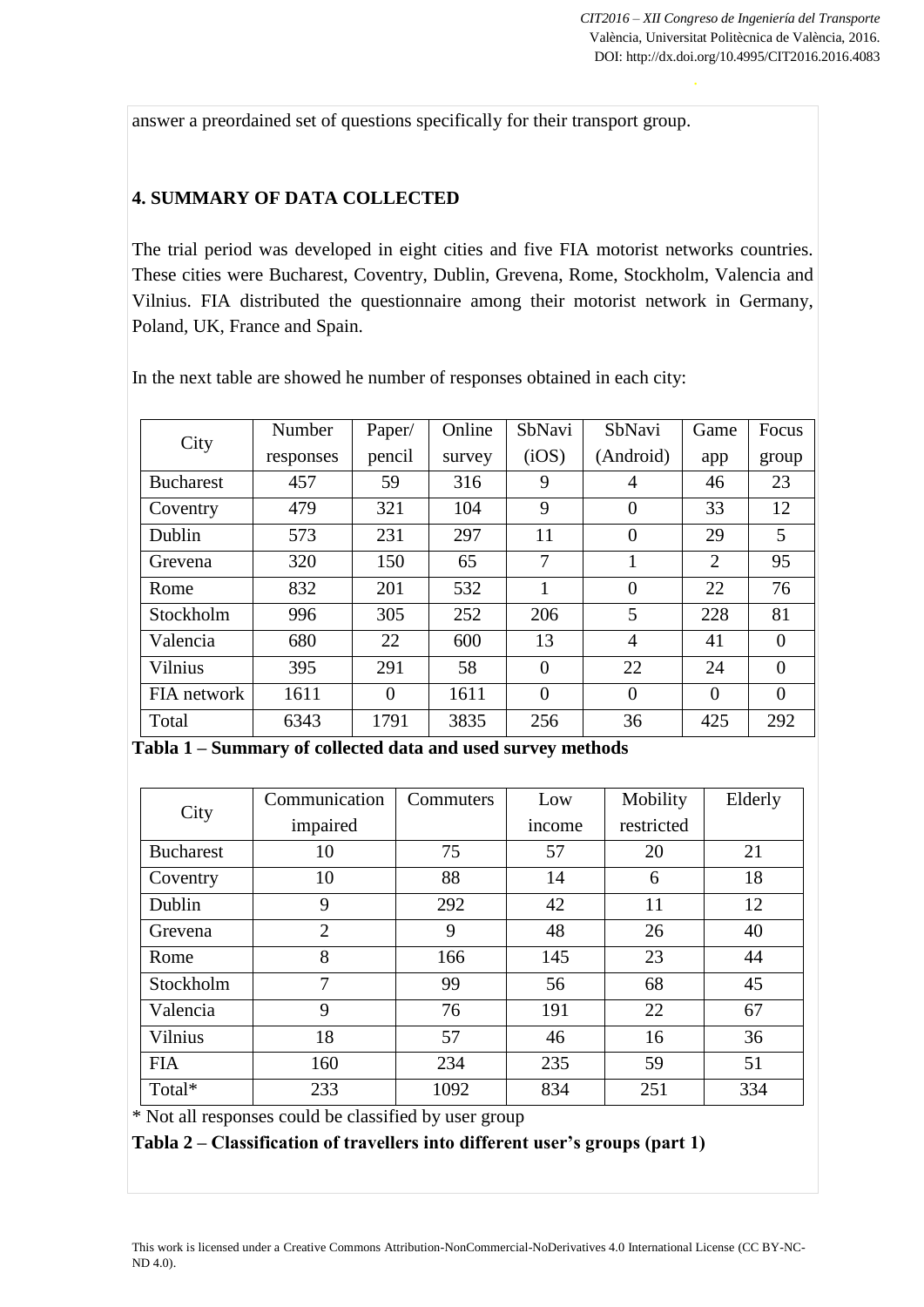answer a preordained set of questions specifically for their transport group.

## 4. SUMMARY OF DATA COLLECTED

The trial period was developed in eight cities and five FIA motorist networks countries. These cities were Bucharest, Coventry, Dublin, Grevena, Rome, Stockholm, Valencia and Vilnius. FIA distributed the questionnaire among their motorist network in Germany, Poland, UK, France and Spain.

In the next table are showed he number of responses obtained in each city:

| City | Number responses | Paper/ pencil | Online survey | SbNavi (iOS) | SbNavi (Android) | Game app | Focus group |
|---|---|---|---|---|---|---|---|
| Bucharest | 457 | 59 | 316 | 9 | 4 | 46 | 23 |
| Coventry | 479 | 321 | 104 | 9 | 0 | 33 | 12 |
| Dublin | 573 | 231 | 297 | 11 | 0 | 29 | 5 |
| Grevena | 320 | 150 | 65 | 7 | 1 | 2 | 95 |
| Rome | 832 | 201 | 532 | 1 | 0 | 22 | 76 |
| Stockholm | 996 | 305 | 252 | 206 | 5 | 228 | 81 |
| Valencia | 680 | 22 | 600 | 13 | 4 | 41 | 0 |
| Vilnius | 395 | 291 | 58 | 0 | 22 | 24 | 0 |
| FIA network | 1611 | 0 | 1611 | 0 | 0 | 0 | 0 |
| Total | 6343 | 1791 | 3835 | 256 | 36 | 425 | 292 |

**Tabla 1 – Summary of collected data and used survey methods**

| City | Communication impaired | Commuters | Low income | Mobility restricted | Elderly |
|---|---|---|---|---|---|
| Bucharest | 10 | 75 | 57 | 20 | 21 |
| Coventry | 10 | 88 | 14 | 6 | 18 |
| Dublin | 9 | 292 | 42 | 11 | 12 |
| Grevena | 2 | 9 | 48 | 26 | 40 |
| Rome | 8 | 166 | 145 | 23 | 44 |
| Stockholm | 7 | 99 | 56 | 68 | 45 |
| Valencia | 9 | 76 | 191 | 22 | 67 |
| Vilnius | 18 | 57 | 46 | 16 | 36 |
| FIA | 160 | 234 | 235 | 59 | 51 |
| Total* | 233 | 1092 | 834 | 251 | 334 |

\* Not all responses could be classified by user group

**Tabla 2 – Classification of travellers into different user's groups (part 1)**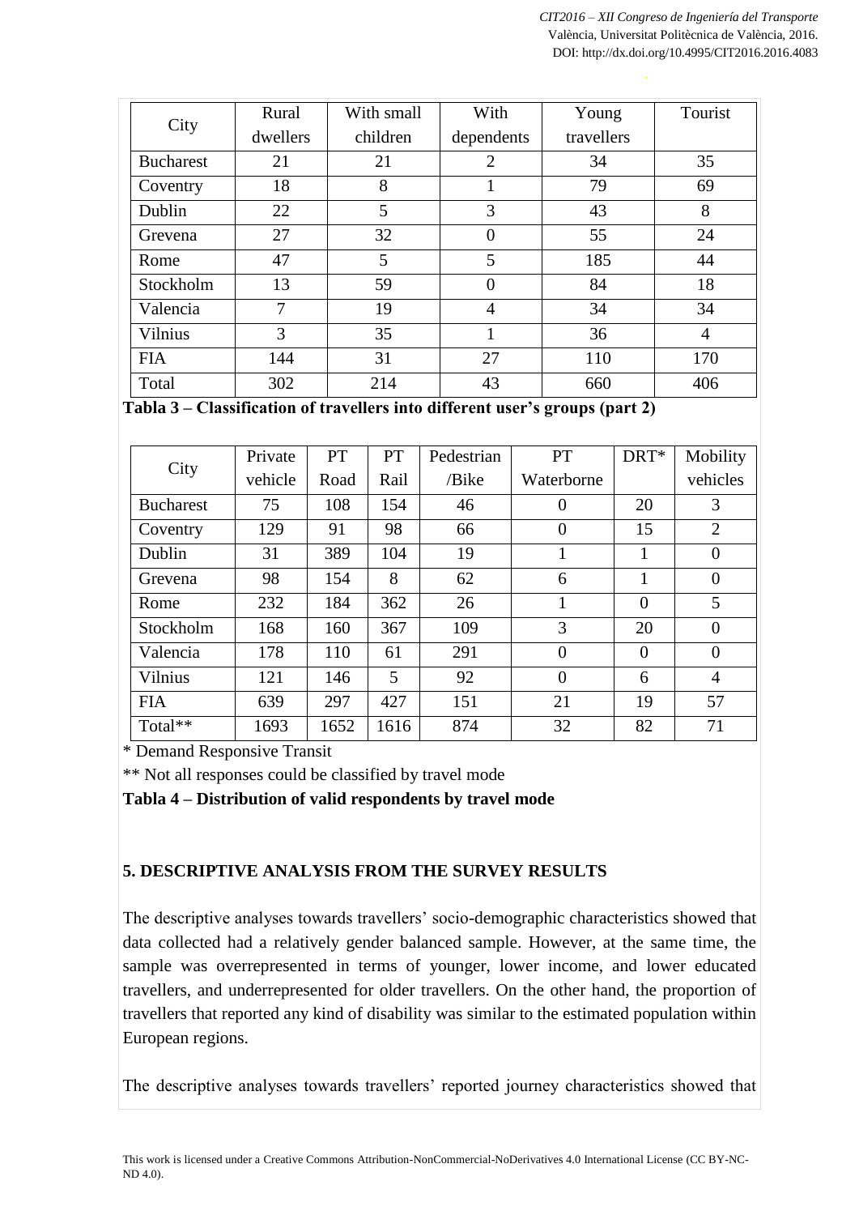| City | Rural dwellers | With small children | With dependents | Young travellers | Tourist |
|---|---|---|---|---|---|
| Bucharest | 21 | 21 | 2 | 34 | 35 |
| Coventry | 18 | 8 | 1 | 79 | 69 |
| Dublin | 22 | 5 | 3 | 43 | 8 |
| Grevena | 27 | 32 | 0 | 55 | 24 |
| Rome | 47 | 5 | 5 | 185 | 44 |
| Stockholm | 13 | 59 | 0 | 84 | 18 |
| Valencia | 7 | 19 | 4 | 34 | 34 |
| Vilnius | 3 | 35 | 1 | 36 | 4 |
| FIA | 144 | 31 | 27 | 110 | 170 |
| Total | 302 | 214 | 43 | 660 | 406 |

**Tabla 3 – Classification of travellers into different user's groups (part 2)**

| City | Private vehicle | PT Road | PT Rail | Pedestrian /Bike | PT Waterborne | DRT* | Mobility vehicles |
|---|---|---|---|---|---|---|---|
| Bucharest | 75 | 108 | 154 | 46 | 0 | 20 | 3 |
| Coventry | 129 | 91 | 98 | 66 | 0 | 15 | 2 |
| Dublin | 31 | 389 | 104 | 19 | 1 | 1 | 0 |
| Grevena | 98 | 154 | 8 | 62 | 6 | 1 | 0 |
| Rome | 232 | 184 | 362 | 26 | 1 | 0 | 5 |
| Stockholm | 168 | 160 | 367 | 109 | 3 | 20 | 0 |
| Valencia | 178 | 110 | 61 | 291 | 0 | 0 | 0 |
| Vilnius | 121 | 146 | 5 | 92 | 0 | 6 | 4 |
| FIA | 639 | 297 | 427 | 151 | 21 | 19 | 57 |
| Total** | 1693 | 1652 | 1616 | 874 | 32 | 82 | 71 |

\* Demand Responsive Transit

\*\* Not all responses could be classified by travel mode

**Tabla 4 – Distribution of valid respondents by travel mode**

## 5. DESCRIPTIVE ANALYSIS FROM THE SURVEY RESULTS

The descriptive analyses towards travellers' socio-demographic characteristics showed that data collected had a relatively gender balanced sample. However, at the same time, the sample was overrepresented in terms of younger, lower income, and lower educated travellers, and underrepresented for older travellers. On the other hand, the proportion of travellers that reported any kind of disability was similar to the estimated population within European regions.

The descriptive analyses towards travellers' reported journey characteristics showed that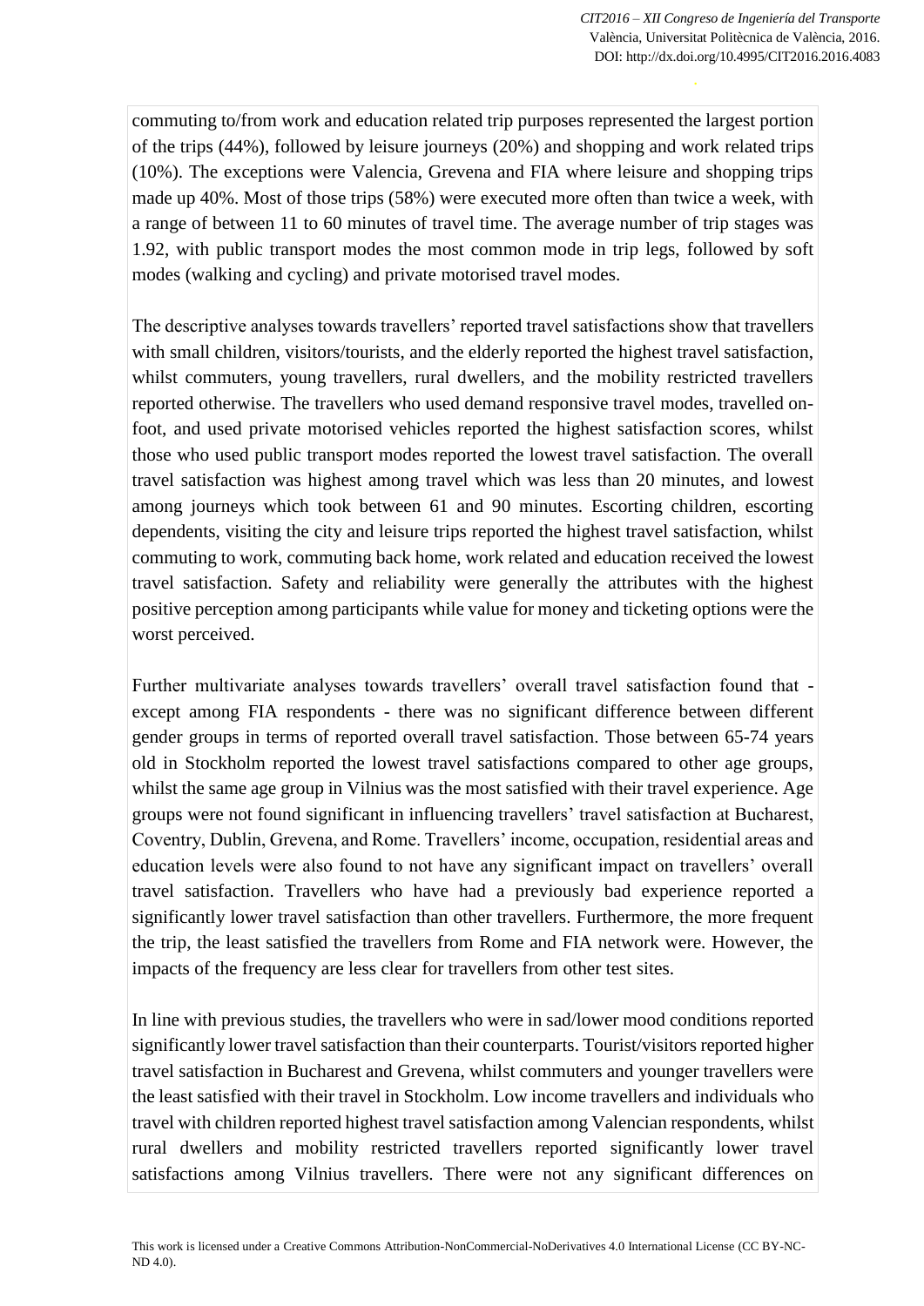commuting to/from work and education related trip purposes represented the largest portion of the trips (44%), followed by leisure journeys (20%) and shopping and work related trips (10%). The exceptions were Valencia, Grevena and FIA where leisure and shopping trips made up 40%. Most of those trips (58%) were executed more often than twice a week, with a range of between 11 to 60 minutes of travel time. The average number of trip stages was 1.92, with public transport modes the most common mode in trip legs, followed by soft modes (walking and cycling) and private motorised travel modes.

The descriptive analyses towards travellers' reported travel satisfactions show that travellers with small children, visitors/tourists, and the elderly reported the highest travel satisfaction, whilst commuters, young travellers, rural dwellers, and the mobility restricted travellers reported otherwise. The travellers who used demand responsive travel modes, travelled on-foot, and used private motorised vehicles reported the highest satisfaction scores, whilst those who used public transport modes reported the lowest travel satisfaction. The overall travel satisfaction was highest among travel which was less than 20 minutes, and lowest among journeys which took between 61 and 90 minutes. Escorting children, escorting dependents, visiting the city and leisure trips reported the highest travel satisfaction, whilst commuting to work, commuting back home, work related and education received the lowest travel satisfaction. Safety and reliability were generally the attributes with the highest positive perception among participants while value for money and ticketing options were the worst perceived.

Further multivariate analyses towards travellers' overall travel satisfaction found that - except among FIA respondents - there was no significant difference between different gender groups in terms of reported overall travel satisfaction. Those between 65-74 years old in Stockholm reported the lowest travel satisfactions compared to other age groups, whilst the same age group in Vilnius was the most satisfied with their travel experience. Age groups were not found significant in influencing travellers' travel satisfaction at Bucharest, Coventry, Dublin, Grevena, and Rome. Travellers' income, occupation, residential areas and education levels were also found to not have any significant impact on travellers' overall travel satisfaction. Travellers who have had a previously bad experience reported a significantly lower travel satisfaction than other travellers. Furthermore, the more frequent the trip, the least satisfied the travellers from Rome and FIA network were. However, the impacts of the frequency are less clear for travellers from other test sites.

In line with previous studies, the travellers who were in sad/lower mood conditions reported significantly lower travel satisfaction than their counterparts. Tourist/visitors reported higher travel satisfaction in Bucharest and Grevena, whilst commuters and younger travellers were the least satisfied with their travel in Stockholm. Low income travellers and individuals who travel with children reported highest travel satisfaction among Valencian respondents, whilst rural dwellers and mobility restricted travellers reported significantly lower travel satisfactions among Vilnius travellers. There were not any significant differences on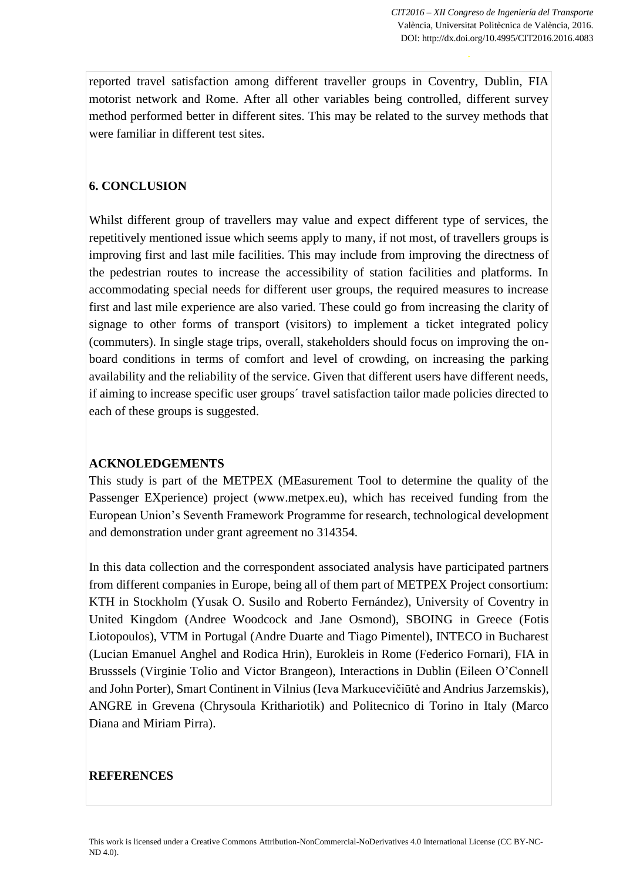reported travel satisfaction among different traveller groups in Coventry, Dublin, FIA motorist network and Rome. After all other variables being controlled, different survey method performed better in different sites. This may be related to the survey methods that were familiar in different test sites.

## 6. CONCLUSION

Whilst different group of travellers may value and expect different type of services, the repetitively mentioned issue which seems apply to many, if not most, of travellers groups is improving first and last mile facilities. This may include from improving the directness of the pedestrian routes to increase the accessibility of station facilities and platforms. In accommodating special needs for different user groups, the required measures to increase first and last mile experience are also varied. These could go from increasing the clarity of signage to other forms of transport (visitors) to implement a ticket integrated policy (commuters). In single stage trips, overall, stakeholders should focus on improving the on-board conditions in terms of comfort and level of crowding, on increasing the parking availability and the reliability of the service. Given that different users have different needs, if aiming to increase specific user groups´ travel satisfaction tailor made policies directed to each of these groups is suggested.

## ACKNOLEDGEMENTS

This study is part of the METPEX (MEasurement Tool to determine the quality of the Passenger EXperience) project (www.metpex.eu), which has received funding from the European Union's Seventh Framework Programme for research, technological development and demonstration under grant agreement no 314354.

In this data collection and the correspondent associated analysis have participated partners from different companies in Europe, being all of them part of METPEX Project consortium: KTH in Stockholm (Yusak O. Susilo and Roberto Fernández), University of Coventry in United Kingdom (Andree Woodcock and Jane Osmond), SBOING in Greece (Fotis Liotopoulos), VTM in Portugal (Andre Duarte and Tiago Pimentel), INTECO in Bucharest (Lucian Emanuel Anghel and Rodica Hrin), Eurokleis in Rome (Federico Fornari), FIA in Brusssels (Virginie Tolio and Victor Brangeon), Interactions in Dublin (Eileen O'Connell and John Porter), Smart Continent in Vilnius (Ieva Markucevičiūtė and Andrius Jarzemskis), ANGRE in Grevena (Chrysoula Kritharioti k) and Politecnico di Torino in Italy (Marco Diana and Miriam Pirra).

## REFERENCES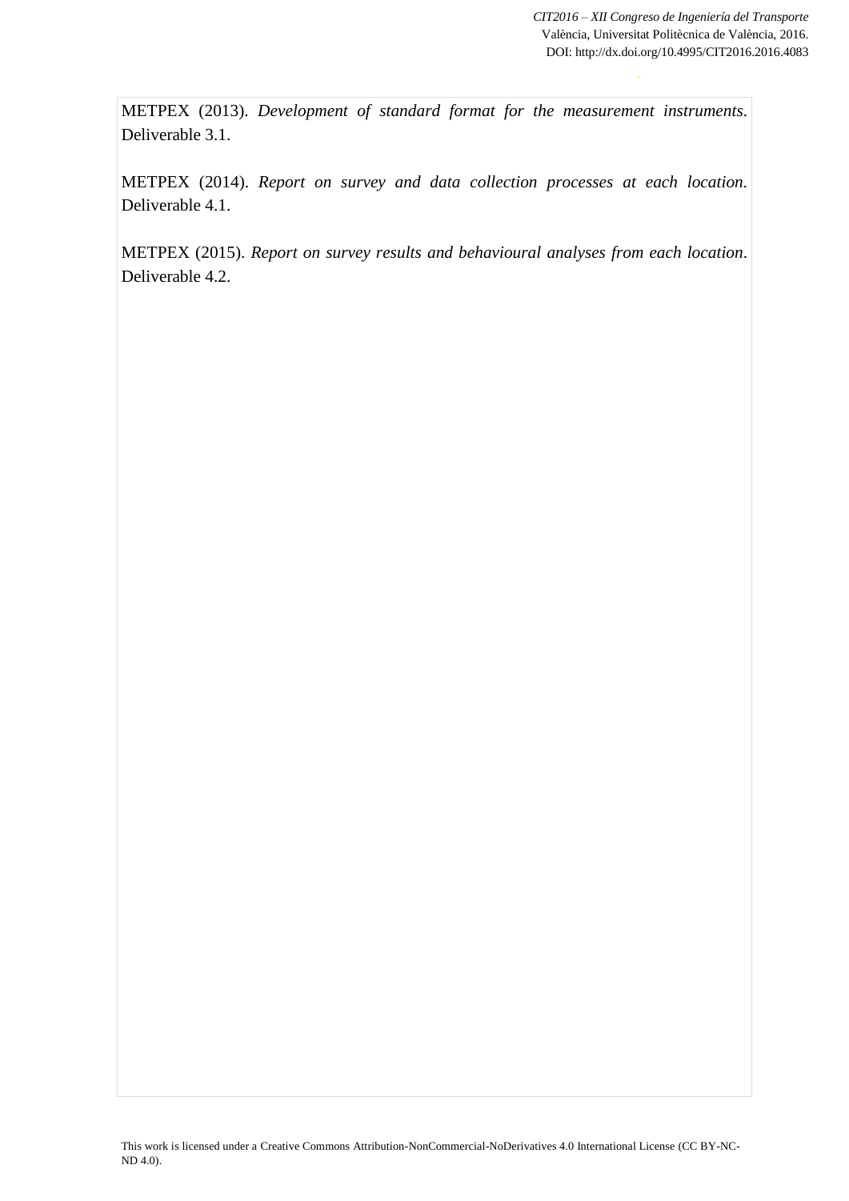METPEX (2013). *Development of standard format for the measurement instruments*. Deliverable 3.1.

METPEX (2014). *Report on survey and data collection processes at each location*. Deliverable 4.1.

METPEX (2015). *Report on survey results and behavioural analyses from each location*. Deliverable 4.2.

This work is licensed under a Creative Commons Attribution-NonCommercial-NoDerivatives 4.0 International License (CC BY-NC-ND 4.0).